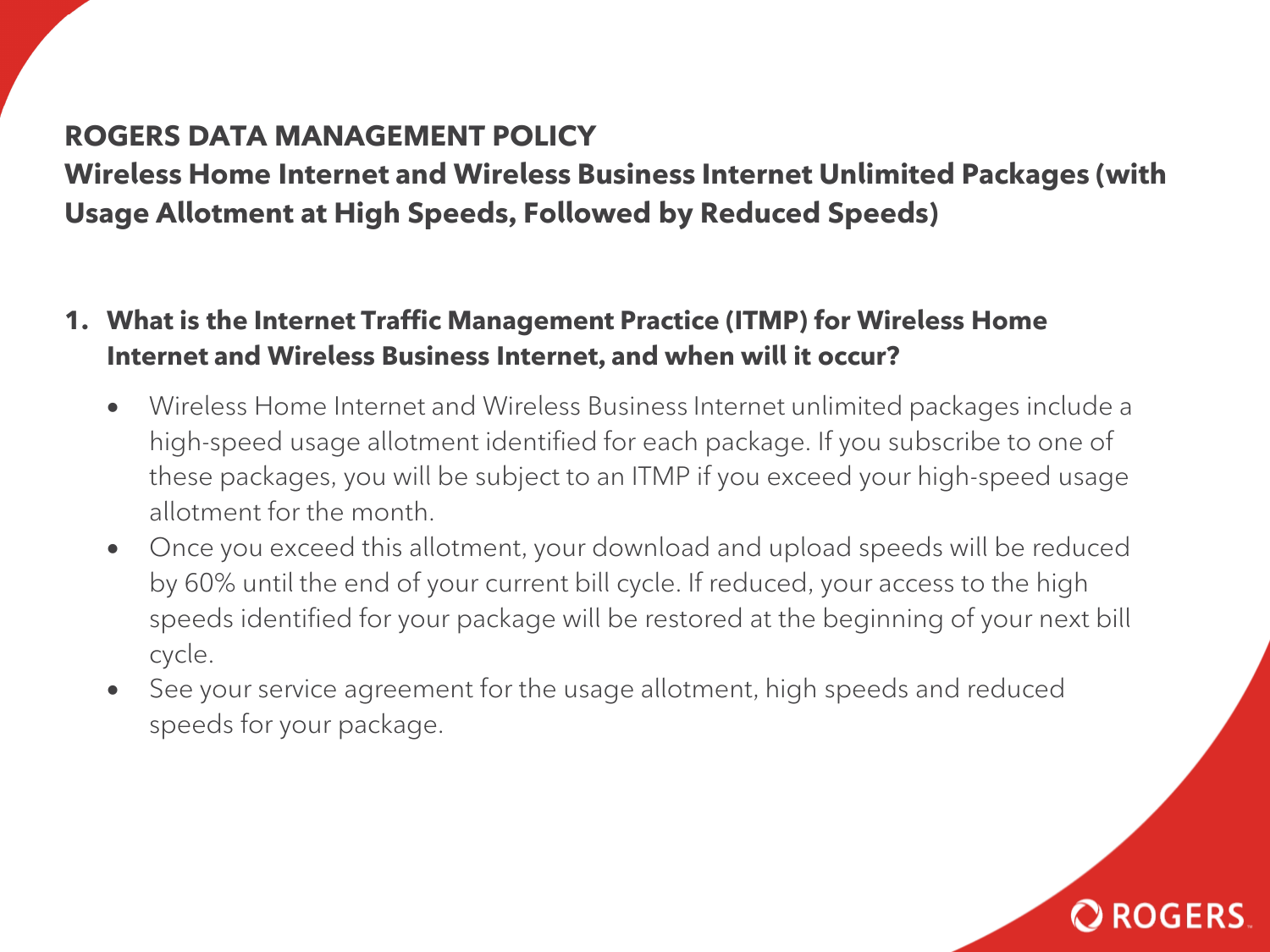# ROGERS DATA MANAGEMENT POLICY

## Wireless Home Internet and Wireless Business Internet Unlimited Packages (with Usage Allotment at High Speeds, Followed by Reduced Speeds)

### 1. What is the Internet Traffic Management Practice (ITMP) for Wireless Home Internet and Wireless Business Internet, and when will it occur?

- Wireless Home Internet and Wireless Business Internet unlimited packages include a high-speed usage allotment identified for each package. If you subscribe to one of these packages, you will be subject to an ITMP if you exceed your high-speed usage allotment for the month.
- Once you exceed this allotment, your download and upload speeds will be reduced by 60% until the end of your current bill cycle. If reduced, your access to the high speeds identified for your package will be restored at the beginning of your next bill cycle.
- See your service agreement for the usage allotment, high speeds and reduced speeds for your package.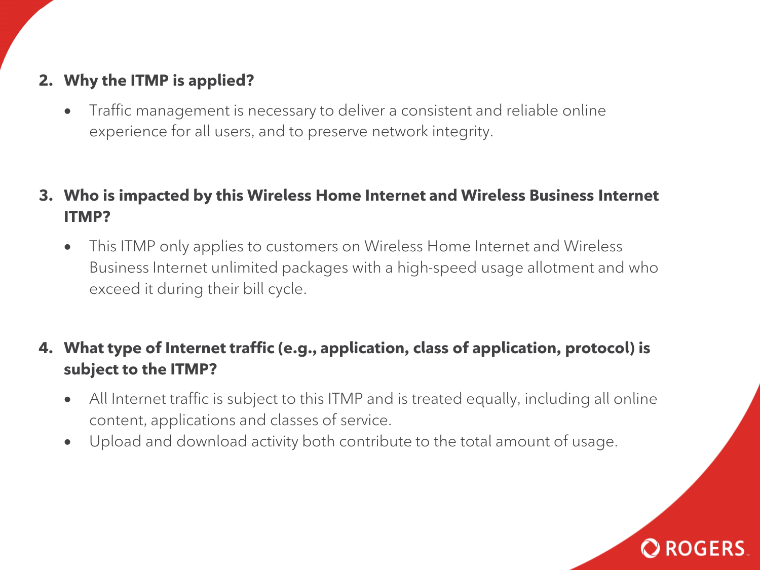2. **Why the ITMP is applied?**

    - Traffic management is necessary to deliver a consistent and reliable online experience for all users, and to preserve network integrity.

3. **Who is impacted by this Wireless Home Internet and Wireless Business Internet ITMP?**

    - This ITMP only applies to customers on Wireless Home Internet and Wireless Business Internet unlimited packages with a high-speed usage allotment and who exceed it during their bill cycle.

4. **What type of Internet traffic (e.g., application, class of application, protocol) is subject to the ITMP?**

    - All Internet traffic is subject to this ITMP and is treated equally, including all online content, applications and classes of service.
    - Upload and download activity both contribute to the total amount of usage.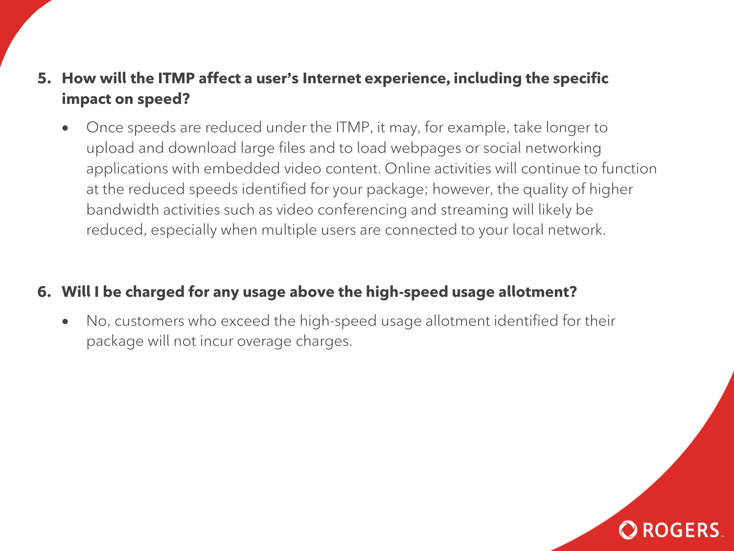5. **How will the ITMP affect a user's Internet experience, including the specific impact on speed?**

    - Once speeds are reduced under the ITMP, it may, for example, take longer to upload and download large files and to load webpages or social networking applications with embedded video content. Online activities will continue to function at the reduced speeds identified for your package; however, the quality of higher bandwidth activities such as video conferencing and streaming will likely be reduced, especially when multiple users are connected to your local network.

6. **Will I be charged for any usage above the high-speed usage allotment?**

    - No, customers who exceed the high-speed usage allotment identified for their package will not incur overage charges.